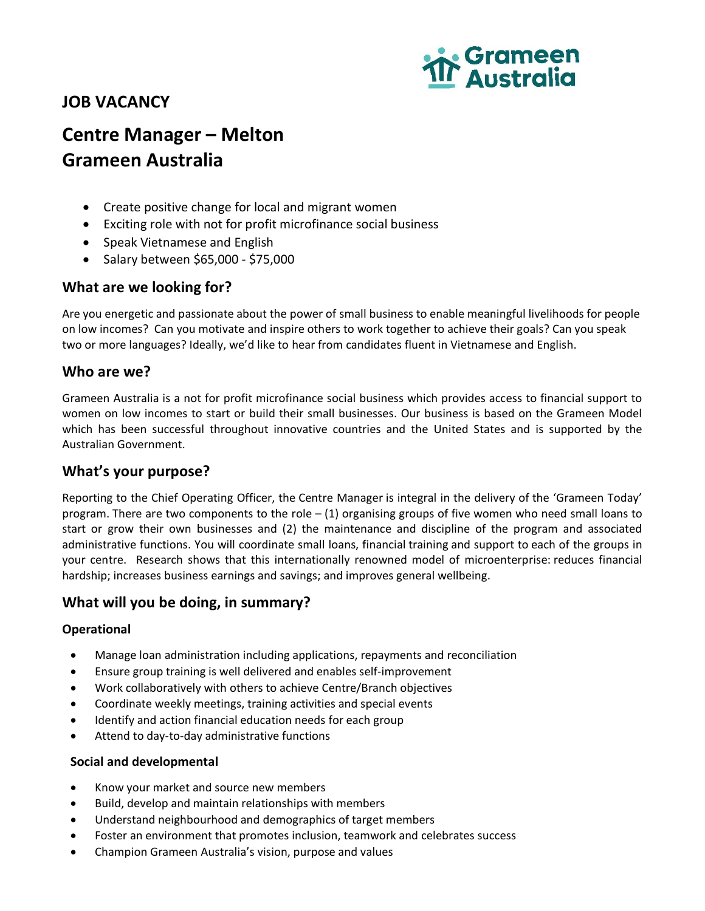## JOB VACANCY

# Centre Manager – Melton
# Grameen Australia

- Create positive change for local and migrant women
- Exciting role with not for profit microfinance social business
- Speak Vietnamese and English
- Salary between $65,000 - $75,000

## What are we looking for?

Are you energetic and passionate about the power of small business to enable meaningful livelihoods for people on low incomes? Can you motivate and inspire others to work together to achieve their goals? Can you speak two or more languages? Ideally, we'd like to hear from candidates fluent in Vietnamese and English.

## Who are we?

Grameen Australia is a not for profit microfinance social business which provides access to financial support to women on low incomes to start or build their small businesses. Our business is based on the Grameen Model which has been successful throughout innovative countries and the United States and is supported by the Australian Government.

## What's your purpose?

Reporting to the Chief Operating Officer, the Centre Manager is integral in the delivery of the 'Grameen Today' program. There are two components to the role – (1) organising groups of five women who need small loans to start or grow their own businesses and (2) the maintenance and discipline of the program and associated administrative functions. You will coordinate small loans, financial training and support to each of the groups in your centre. Research shows that this internationally renowned model of microenterprise: reduces financial hardship; increases business earnings and savings; and improves general wellbeing.

## What will you be doing, in summary?

### Operational

- Manage loan administration including applications, repayments and reconciliation
- Ensure group training is well delivered and enables self-improvement
- Work collaboratively with others to achieve Centre/Branch objectives
- Coordinate weekly meetings, training activities and special events
- Identify and action financial education needs for each group
- Attend to day-to-day administrative functions

### Social and developmental

- Know your market and source new members
- Build, develop and maintain relationships with members
- Understand neighbourhood and demographics of target members
- Foster an environment that promotes inclusion, teamwork and celebrates success
- Champion Grameen Australia's vision, purpose and values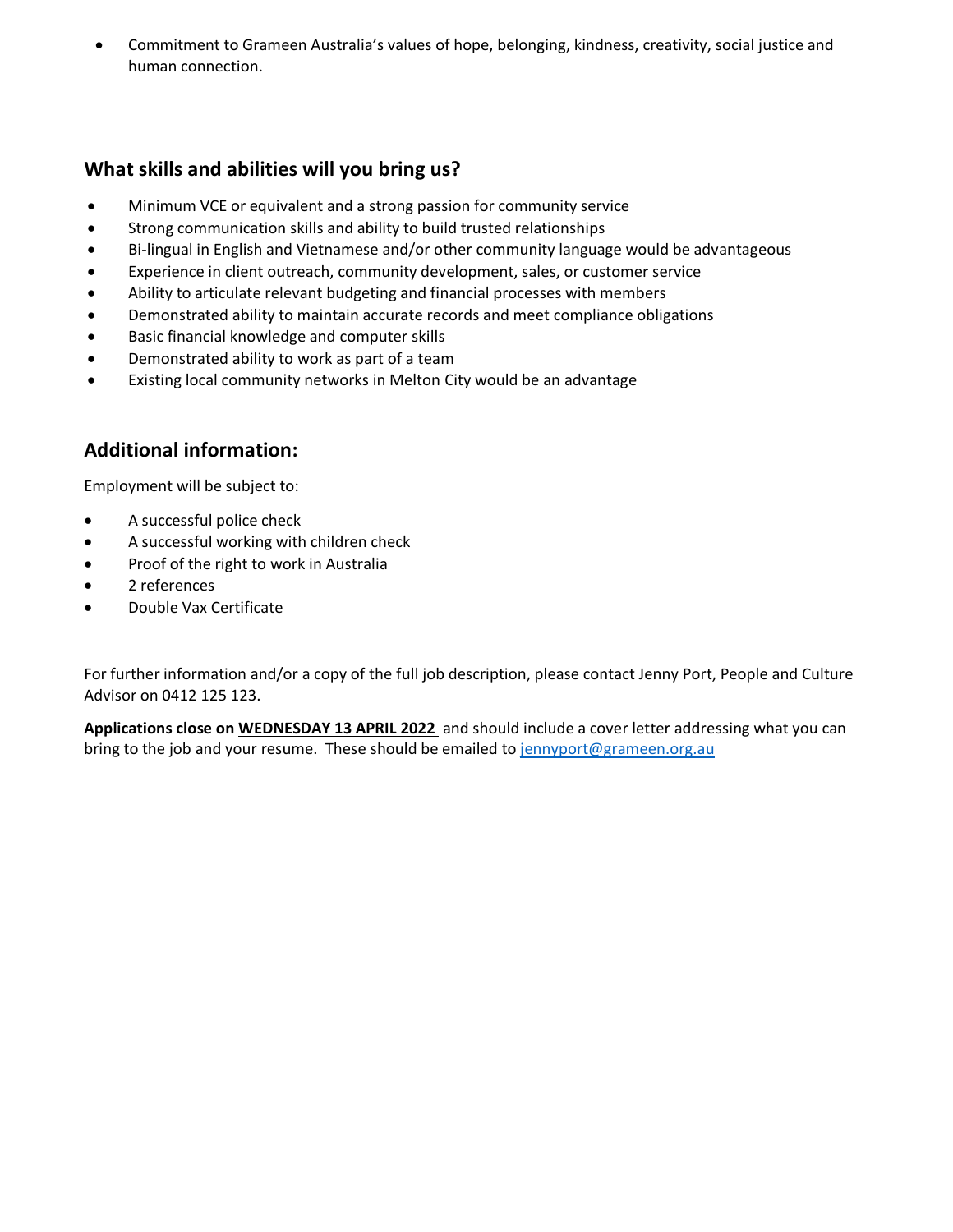- Commitment to Grameen Australia's values of hope, belonging, kindness, creativity, social justice and human connection.

## What skills and abilities will you bring us?

- Minimum VCE or equivalent and a strong passion for community service
- Strong communication skills and ability to build trusted relationships
- Bi-lingual in English and Vietnamese and/or other community language would be advantageous
- Experience in client outreach, community development, sales, or customer service
- Ability to articulate relevant budgeting and financial processes with members
- Demonstrated ability to maintain accurate records and meet compliance obligations
- Basic financial knowledge and computer skills
- Demonstrated ability to work as part of a team
- Existing local community networks in Melton City would be an advantage

## Additional information:

Employment will be subject to:

- A successful police check
- A successful working with children check
- Proof of the right to work in Australia
- 2 references
- Double Vax Certificate

For further information and/or a copy of the full job description, please contact Jenny Port, People and Culture Advisor on 0412 125 123.

**Applications close on <u>WEDNESDAY 13 APRIL 2022</u>** and should include a cover letter addressing what you can bring to the job and your resume. These should be emailed to [jennyport@grameen.org.au](mailto:jennyport@grameen.org.au)